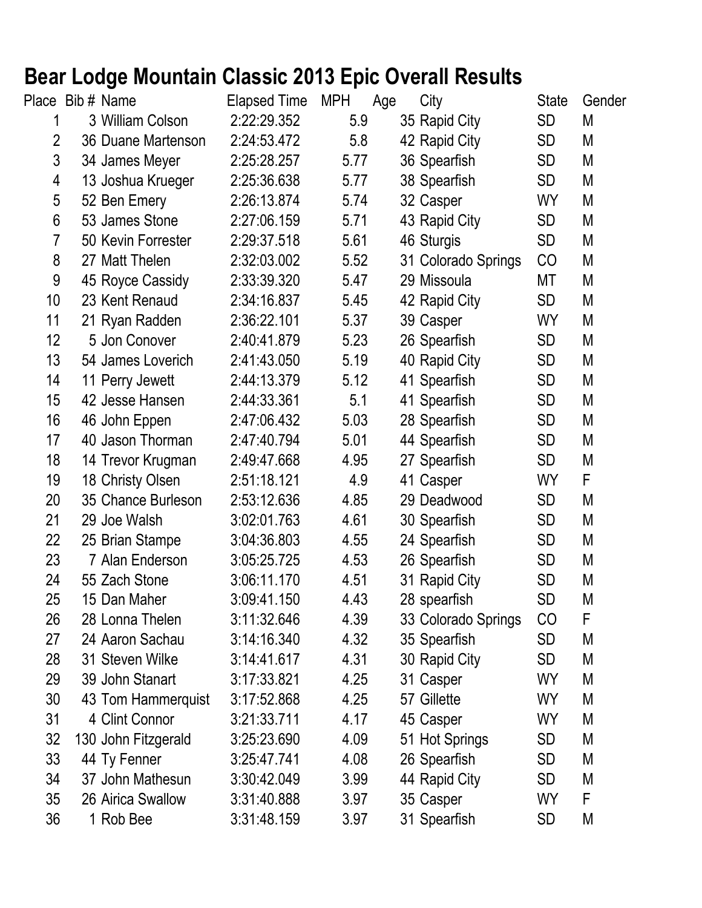# Bear Lodge Mountain Classic 2013 Epic Overall Results

| Place | Bib # | Name | Elapsed Time | MPH | Age | City | State | Gender |
|---|---|---|---|---|---|---|---|---|
| 1 | 3 | William Colson | 2:22:29.352 | 5.9 | 35 | Rapid City | SD | M |
| 2 | 36 | Duane Martenson | 2:24:53.472 | 5.8 | 42 | Rapid City | SD | M |
| 3 | 34 | James Meyer | 2:25:28.257 | 5.77 | 36 | Spearfish | SD | M |
| 4 | 13 | Joshua Krueger | 2:25:36.638 | 5.77 | 38 | Spearfish | SD | M |
| 5 | 52 | Ben Emery | 2:26:13.874 | 5.74 | 32 | Casper | WY | M |
| 6 | 53 | James Stone | 2:27:06.159 | 5.71 | 43 | Rapid City | SD | M |
| 7 | 50 | Kevin Forrester | 2:29:37.518 | 5.61 | 46 | Sturgis | SD | M |
| 8 | 27 | Matt Thelen | 2:32:03.002 | 5.52 | 31 | Colorado Springs | CO | M |
| 9 | 45 | Royce Cassidy | 2:33:39.320 | 5.47 | 29 | Missoula | MT | M |
| 10 | 23 | Kent Renaud | 2:34:16.837 | 5.45 | 42 | Rapid City | SD | M |
| 11 | 21 | Ryan Radden | 2:36:22.101 | 5.37 | 39 | Casper | WY | M |
| 12 | 5 | Jon Conover | 2:40:41.879 | 5.23 | 26 | Spearfish | SD | M |
| 13 | 54 | James Loverich | 2:41:43.050 | 5.19 | 40 | Rapid City | SD | M |
| 14 | 11 | Perry Jewett | 2:44:13.379 | 5.12 | 41 | Spearfish | SD | M |
| 15 | 42 | Jesse Hansen | 2:44:33.361 | 5.1 | 41 | Spearfish | SD | M |
| 16 | 46 | John Eppen | 2:47:06.432 | 5.03 | 28 | Spearfish | SD | M |
| 17 | 40 | Jason Thorman | 2:47:40.794 | 5.01 | 44 | Spearfish | SD | M |
| 18 | 14 | Trevor Krugman | 2:49:47.668 | 4.95 | 27 | Spearfish | SD | M |
| 19 | 18 | Christy Olsen | 2:51:18.121 | 4.9 | 41 | Casper | WY | F |
| 20 | 35 | Chance Burleson | 2:53:12.636 | 4.85 | 29 | Deadwood | SD | M |
| 21 | 29 | Joe Walsh | 3:02:01.763 | 4.61 | 30 | Spearfish | SD | M |
| 22 | 25 | Brian Stampe | 3:04:36.803 | 4.55 | 24 | Spearfish | SD | M |
| 23 | 7 | Alan Enderson | 3:05:25.725 | 4.53 | 26 | Spearfish | SD | M |
| 24 | 55 | Zach Stone | 3:06:11.170 | 4.51 | 31 | Rapid City | SD | M |
| 25 | 15 | Dan Maher | 3:09:41.150 | 4.43 | 28 | spearfish | SD | M |
| 26 | 28 | Lonna Thelen | 3:11:32.646 | 4.39 | 33 | Colorado Springs | CO | F |
| 27 | 24 | Aaron Sachau | 3:14:16.340 | 4.32 | 35 | Spearfish | SD | M |
| 28 | 31 | Steven Wilke | 3:14:41.617 | 4.31 | 30 | Rapid City | SD | M |
| 29 | 39 | John Stanart | 3:17:33.821 | 4.25 | 31 | Casper | WY | M |
| 30 | 43 | Tom Hammerquist | 3:17:52.868 | 4.25 | 57 | Gillette | WY | M |
| 31 | 4 | Clint Connor | 3:21:33.711 | 4.17 | 45 | Casper | WY | M |
| 32 | 130 | John Fitzgerald | 3:25:23.690 | 4.09 | 51 | Hot Springs | SD | M |
| 33 | 44 | Ty Fenner | 3:25:47.741 | 4.08 | 26 | Spearfish | SD | M |
| 34 | 37 | John Mathesun | 3:30:42.049 | 3.99 | 44 | Rapid City | SD | M |
| 35 | 26 | Airica Swallow | 3:31:40.888 | 3.97 | 35 | Casper | WY | F |
| 36 | 1 | Rob Bee | 3:31:48.159 | 3.97 | 31 | Spearfish | SD | M |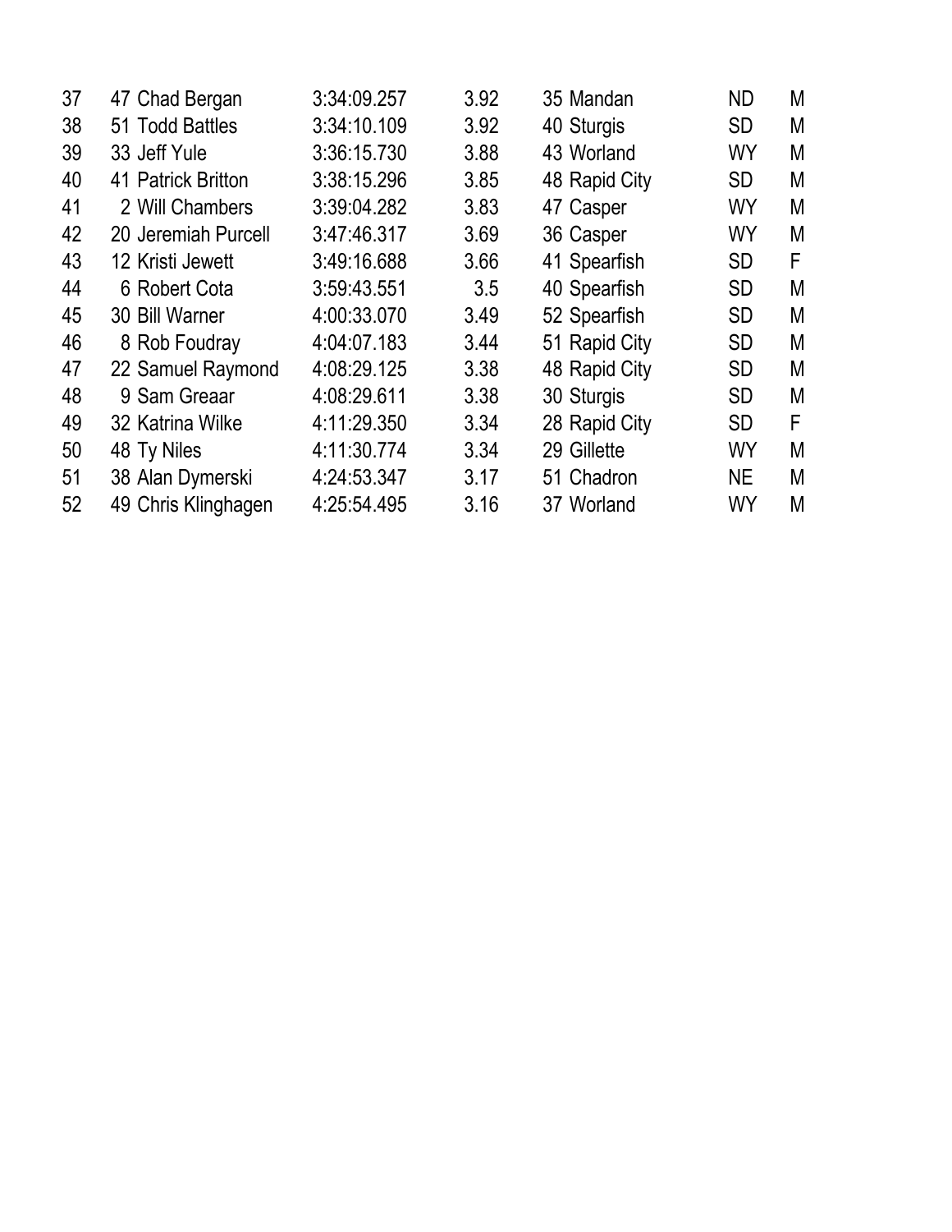| | | | | | | | | |
|---|---|---|---|---|---|---|---|---|
| 37 | 47 | Chad Bergan | 3:34:09.257 | 3.92 | 35 | Mandan | ND | M |
| 38 | 51 | Todd Battles | 3:34:10.109 | 3.92 | 40 | Sturgis | SD | M |
| 39 | 33 | Jeff Yule | 3:36:15.730 | 3.88 | 43 | Worland | WY | M |
| 40 | 41 | Patrick Britton | 3:38:15.296 | 3.85 | 48 | Rapid City | SD | M |
| 41 | 2 | Will Chambers | 3:39:04.282 | 3.83 | 47 | Casper | WY | M |
| 42 | 20 | Jeremiah Purcell | 3:47:46.317 | 3.69 | 36 | Casper | WY | M |
| 43 | 12 | Kristi Jewett | 3:49:16.688 | 3.66 | 41 | Spearfish | SD | F |
| 44 | 6 | Robert Cota | 3:59:43.551 | 3.5 | 40 | Spearfish | SD | M |
| 45 | 30 | Bill Warner | 4:00:33.070 | 3.49 | 52 | Spearfish | SD | M |
| 46 | 8 | Rob Foudray | 4:04:07.183 | 3.44 | 51 | Rapid City | SD | M |
| 47 | 22 | Samuel Raymond | 4:08:29.125 | 3.38 | 48 | Rapid City | SD | M |
| 48 | 9 | Sam Greaar | 4:08:29.611 | 3.38 | 30 | Sturgis | SD | M |
| 49 | 32 | Katrina Wilke | 4:11:29.350 | 3.34 | 28 | Rapid City | SD | F |
| 50 | 48 | Ty Niles | 4:11:30.774 | 3.34 | 29 | Gillette | WY | M |
| 51 | 38 | Alan Dymerski | 4:24:53.347 | 3.17 | 51 | Chadron | NE | M |
| 52 | 49 | Chris Klinghagen | 4:25:54.495 | 3.16 | 37 | Worland | WY | M |